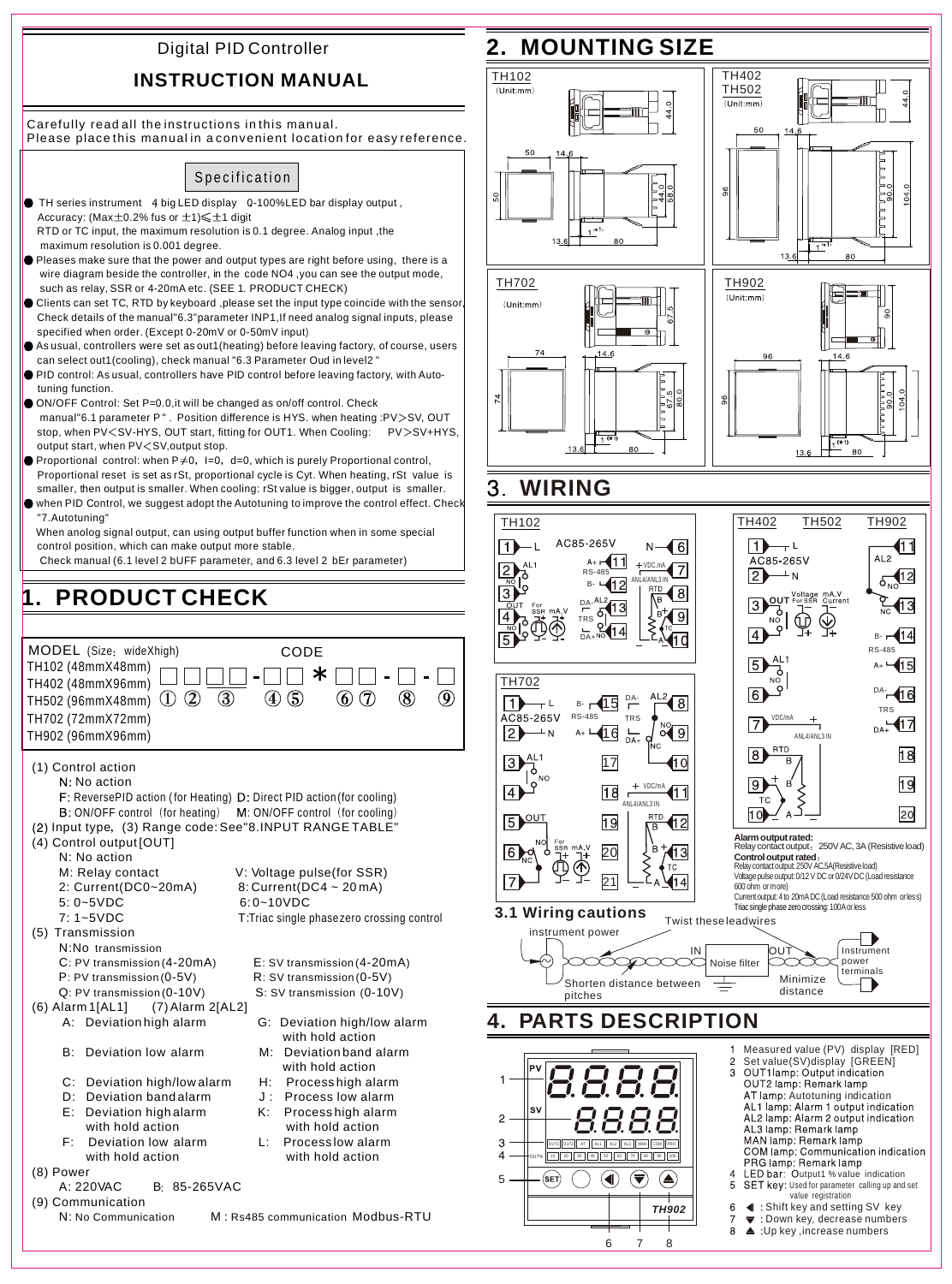# Digital PID Controller

## INSTRUCTION MANUAL

Carefully read all the instructions in this manual.
Please place this manual in a convenient location for easy reference.

### Specification

- TH series instrument 4 big LED display 0-100%LED bar display output, Accuracy: (Max±0.2% fus or ±1)≤±1 digit
  RTD or TC input, the maximum resolution is 0.1 degree. Analog input, the maximum resolution is 0.001 degree.
- Pleases make sure that the power and output types are right before using, there is a wire diagram beside the controller, in the code NO4, you can see the output mode, such as relay, SSR or 4-20mA etc. (SEE 1. PRODUCT CHECK)
- Clients can set TC, RTD by keyboard, please set the input type coincide with the sensor, Check details of the manual"6.3"parameter INP1, If need analog signal inputs, please specified when order. (Except 0-20mV or 0-50mV input)
- As usual, controllers were set as out1(heating) before leaving factory, of course, users can select out1(cooling), check manual "6.3 Parameter Oud in level2 "
- PID control: As usual, controllers have PID control before leaving factory, with Auto-tuning function.
- ON/OFF Control: Set P=0.0, it will be changed as on/off control. Check manual"6.1 parameter P " . Position difference is HYS. when heating :PV>SV, OUT stop, when PV<SV-HYS, OUT start, fitting for OUT1. When Cooling: PV>SV+HYS, output start, when PV<SV, output stop.
- Proportional control: when P≠0, I=0, d=0, which is purely Proportional control, Proportional reset is set as rSt, proportional cycle is Cyt. When heating, rSt value is smaller, then output is smaller. When cooling: rSt value is bigger, output is smaller.
- when PID Control, we suggest adopt the Autotuning to improve the control effect. Check "7.Autotuning"
  When anolog signal output, can using output buffer function when in some special control position, which can make output more stable.
  Check manual (6.1 level 2 bUFF parameter, and 6.3 level 2 bEr parameter)

## 1. PRODUCT CHECK

| MODEL (Size: wideXhigh) | CODE |
|---|---|
| TH102 (48mmX48mm) | □ □ □□ - □ □ * □ □ - □ - □ |
| TH402 (48mmX96mm) | ① ② ③ ④ ⑤ ⑥ ⑦ ⑧ ⑨ |
| TH502 (96mmX48mm) | |
| TH702 (72mmX72mm) | |
| TH902 (96mmX96mm) | |

(1) Control action
- N: No action
- F: ReversePID action (for Heating) D: Direct PID action(for cooling)
- B: ON/OFF control (for heating) M: ON/OFF control (for cooling)

(2) Input type, (3) Range code: See"8.INPUT RANGE TABLE"

(4) Control output[OUT]
- N: No action
- M: Relay contact — V: Voltage pulse(for SSR)
- 2: Current(DC0~20mA) — 8: Current(DC4 ~ 20 mA)
- 5: 0~5VDC — 6: 0~10VDC
- 7: 1~5VDC — T: Triac single phasezero crossing control

(5) Transmission
- N: No transmission
- C: PV transmission(4-20mA) — E: SV transmission(4-20mA)
- P: PV transmission(0-5V) — R: SV transmission(0-5V)
- Q: PV transmission(0-10V) — S: SV transmission (0-10V)

(6) Alarm 1[AL1] (7) Alarm 2[AL2]
- A: Deviation high alarm — G: Deviation high/low alarm with hold action
- B: Deviation low alarm — M: Deviation band alarm with hold action
- C: Deviation high/low alarm — H: Process high alarm
- D: Deviation band alarm — J: Process low alarm
- E: Deviation high alarm with hold action — K: Process high alarm with hold action
- F: Deviation low alarm with hold action — L: Process low alarm with hold action

(8) Power
- A: 220VAC B: 85-265VAC

(9) Communication
- N: No Communication M : Rs485 communication Modbus-RTU

## 2. MOUNTING SIZE

TH102 (Unit:mm): 50 × 50 front; depth 13.6 + 80; 14.6; 44.0, 58.0.

TH402 / TH502 (Unit:mm): 50 × 96 front; 14.6; 44.0; 90.0, 104.0; 13.6 + 80.

TH702 (Unit:mm): 74 × 74 front; 14.6; 67.5, 80.0; 13.6 + 80.

TH902 (Unit:mm): 96 × 96 front; 14.6; 90; 90.0, 104.0; 13.6 + 80.

## 3. WIRING

**TH102:** 1 L, 6 N (AC85-265V); 2-3 AL1 (NO); 3-4 OUT (NO, For SSR mA,V); 11 A+, 12 B- (RS-485); 7 VDC,mA ANL4/ANL3 IN; 13 DA- AL2, 14 DA+ NO, TRS; 8, 9, 10 RTD (B, B, A) / TC (+, −).

**TH702:** 1 L, 2 N (AC85-265V); 3-4 AL1 (NO); 5-6-7 OUT (NO, NC, For SSR mA,V); 15 B-, 16 A+ (RS-485); 8, 9, 10 AL2 (NO, NC), DA-, DA+, TRS; 11 VDC/mA ANL4/ANL3 IN; 12, 13, 14 RTD (B, B, A) / TC; 17, 18, 19, 20, 21.

**TH402 / TH502 / TH902:** 1 L, 2 N (AC85-265V); 3-4 OUT (NO, For SSR Voltage, mA,V Current); 5-6 AL1 (NO); 7 VDC/mA ANL4/ANL3 IN; 8, 9, 10 RTD (B, B, A) / TC; 11-12-13 AL2 (NO, NC); 14 B-, 15 A+ (RS-485); 16 DA-, 17 DA+ (TRS); 18, 19, 20.

**Alarm output rated:**
Relay contact output: 250V AC, 3A (Resistive load)

**Control output rated:**
Relay contact output: 250V AC,5A(Resistive load)
Voltage pulse output: 0/12 V DC or 0/24V DC (Load resistance 600 ohm or more)
Current output: 4 to 20mA DC (Load resistance 500 ohm or less)
Triac single phase zero crossing: 100A or less

### 3.1 Wiring cautions

Instrument power — Twist these leadwires — IN — Noise filter — OUT — Instrument power terminals; Shorten distance between pitches; Minimize distance.

## 4. PARTS DESCRIPTION

1. Measured value (PV) display [RED]
2. Set value(SV)display [GREEN]
3. OUT1lamp: Output indication
   - OUT2 lamp: Remark lamp
   - AT lamp: Autotuning indication
   - AL1 lamp: Alarm 1 output indication
   - AL2 lamp: Alarm 2 output indication
   - AL3 lamp: Remark lamp
   - MAN lamp: Remark lamp
   - COM lamp: Communication indication
   - PRG lamp: Remark lamp
4. LED bar: Output1 % value indication
5. SET key: Used for parameter calling up and set value registration
6. ◀ : Shift key and setting SV key
7. ▼ : Down key, decrease numbers
8. ▲ :Up key, increase numbers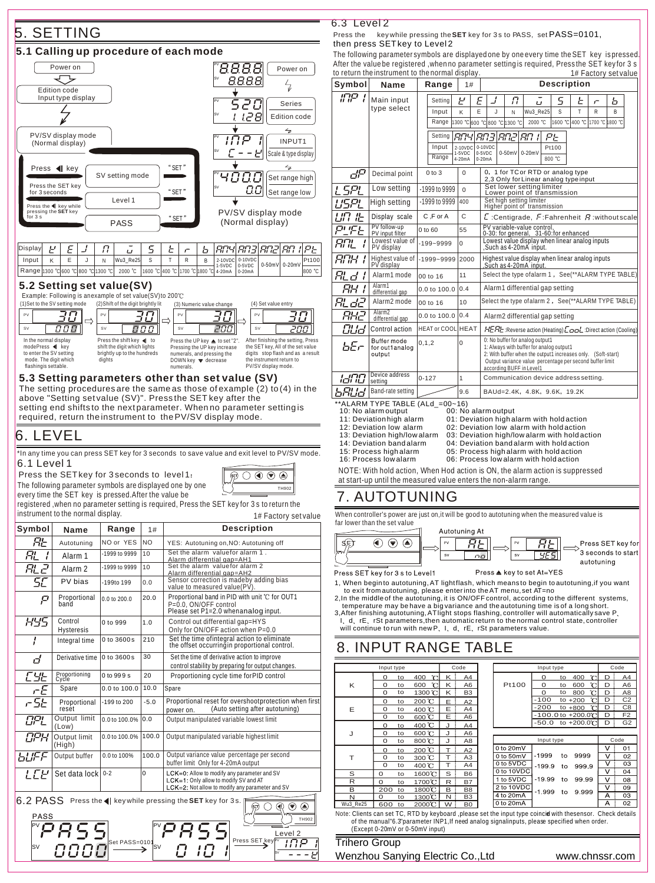# 5. SETTING

## 5.1 Calling up procedure of each mode

Power on

Edition code
Input type display

PV/SV display mode
(Normal display)

Press ◀| key → SV setting mode → "SET"

Press the SET key for 3 seconds → Level 1 → "SET"

Press the ◀| key while pressing the SET key for 3 s → PASS → "SET"

PV 8.8.8.8 / SV 8.8.8.8 — Power on

PV 520 / SV 1.128 — Series / Edition code

PV INP1 / SV ---K — INPUT1 / Scale & type display

PV 400.0 / SV 0.0 — Set range high / Set range low

PV/SV display mode (Normal display)

| Display | K | E | J | N | Wu | S | T | R | B | AN4 | AN3 | AN2 | AN1 | Pt |
|---|---|---|---|---|---|---|---|---|---|---|---|---|---|---|
| Input | K | E | J | N | Wu3_Re25 | S | T | R | B | 2-10VDC 1-5VDC 4-20mA | 0-10VDC 0-5VDC 0-20mA | 0-50mV | 0-20mV | Pt100 |
| Range | 1300 ℃ | 600 ℃ | 800 ℃ | 1300 ℃ | 2000 ℃ | 1600 ℃ | 400 ℃ | 1700 ℃ | 1800 ℃ | | | | | 800 ℃ |

## 5.2 Setting set value(SV)

Example: Following is an example of set value(SV) to 200℃

(1) Set to the SV setting mode — In the normal display mode Press ◀ key to enter the SV setting mode. The digit which flashing is settable.

(2) Shift of the digit brightly lit — Press the shift key ◀ to shift the digit which lights brightly up to the hundreds digits

(3) Numeric value change — Press the UP key ▲ to set "2". Pressing the UP key increase numerals, and pressing the DOWN key ▼ decrease numerals.

(4) Set value entry — After finishing the setting, Press the SET key, All of the set value digits stop flash and as a result the instrument return to PV/SV display mode.

## 5.3 Setting parameters other than set value (SV)

The setting procedures are the same as those of example (2) to (4) in the above "Setting set value (SV)". Press the SET key after the setting end shifts to the next parameter. When no parameter setting is required, return the instrument to the PV/SV display mode.

# 6. LEVEL

*In any time you can press SET key for 3 seconds to save value and exit level to PV/SV mode.

## 6.1 Level 1

Press the SET key for 3 seconds to level1:

The following parameter symbols are displayed one by one every time the SET key is pressed. After the value be registered, when no parameter setting is required, Press the SET key for 3 s to return the instrument to the normal display.

1# Factory set value

| Symbol | Name | Range | 1# | Description |
|---|---|---|---|---|
| AT | Autotuning | NO or YES | NO | YES: Autotuning on, NO: Autotuning off |
| AL1 | Alarm 1 | -1999 to 9999 | 10 | Set the alarm value for alarm 1. Alarm differential gap=AH1 |
| AL2 | Alarm 2 | -1999 to 9999 | 10 | Set the alarm value for alarm 2 Alarm differential gap=AH2 |
| SC | PV bias | -199 to 199 | 0.0 | Sensor correction is made by adding bias value to measured value(PV). |
| P | Proportional band | 0.0 to 200.0 | 20.0 | Proportional band in PID with unit ℃ for OUT1 P=0.0, ON/OFF control Please set P1=2.0 when analog input. |
| HYS | Control Hysteresis | 0 to 999 | 1.0 | Control out differential gap=HYS Only for ON/OFF action when P=0.0 |
| I | Integral time | 0 to 3600s | 210 | Set the time of integral action to eliminate the offset occurring in proportional control. |
| d | Derivative time | 0 to 3600s | 30 | Set the time of derivative action to improve control stability by preparing for output changes. |
| CYC | Proportioning Cycle | 0 to 999 s | 20 | Proportioning cycle time for PID control |
| rE | Spare | 0.0 to 100.0 | 10.0 | Spare |
| rST | Proportional reset | -199 to 200 | -5.0 | Proportional reset for overshoot protection when first power on. (Auto setting after autotuning) |
| OPL | Output limit (Low) | 0.0 to 100.0% | 0.0 | Output manipulated variable lowest limit |
| OPH | Output limit (High) | 0.0 to 100.0% | 100.0 | Output manipulated variable highest limit |
| bUFF | Output buffer | 0.0 to 100% | 100.0 | Output variance value percentage per second buffer limit Only for 4-20mA output |
| LCK | Set data lock | 0-2 | 0 | LCK=0: Allow to modify any parameter and SV LCK=1: Only allow to modify SV and AT LCK=2: Not allow to modify any parameter and SV |

## 6.2 PASS

Press the ◀| key while pressing the **SET** key for 3s.

PASS: PV PASS / SV 0000 → Set PASS=0101 → PV PASS / SV 0101 → Press SET key → Level 2: PV INP1 / SV ---K

## 6.3 Level 2

Press the ◀| key while pressing the **SET** key for 3s to PASS, set PASS=0101, then press SET key to Level2

The following parameter symbols are displayed one by one every time the SET key is pressed. After the value be registered, when no parameter setting is required, Press the SET key for 3 s to return the instrument to the normal display.

1# Factory set value

| Symbol | Name | Range | 1# | Description |
|---|---|---|---|---|
| INP1 | Main input type select | | | Setting: K E J N Wu S T R B / Input: K, E, J, N, Wu3_Re25, S, T, R, B / Range: 1300℃, 600℃, 800℃, 1300℃, 2000℃, 1600℃, 400℃, 1700℃, 1800℃; Setting: AN4 AN3 AN2 AN1 Pt / Input: 2-10VDC 1-5VDC 4-20mA, 0-10VDC 0-5VDC 0-20mA, 0-50mV, 0-20mV, Pt100 / Range: 800℃ |
| dP | Decimal point | 0 to 3 | 0 | 0, 1 for TC or RTD or analog type 2,3 Only for Linear analog type input |
| LSPL | Low setting | -1999 to 9999 | 0 | Set lower setting limiter Lower point of transmission |
| USPL | High setting | -1999 to 9999 | 400 | Set high setting limiter Higher point of transmission |
| UNIT | Display scale | C, F or A | C | C: Centigrade, F: Fahrenheit A: without scale |
| PVFT | PV follow-up PV input filter | 0 to 60 | 55 | PV variable-value control, 0-30: for general, 31-60: for enhanced |
| ANL1 | Lowest value of PV display | -199~9999 | 0 | Lowest value display when linear analog inputs, Such as 4-20mA input. |
| ANH1 | Highest value of PV display | -1999~9999 | 2000 | Highest value display when linear analog inputs, Such as 4-20mA input. |
| ALd1 | Alarm1 mode | 00 to 16 | 11 | Select the type of alarm 1, See(**ALARM TYPE TABLE) |
| AH1 | Alarm1 differential gap | 0.0 to 100.0 | 0.4 | Alarm1 differential gap setting |
| ALd2 | Alarm2 mode | 00 to 16 | 10 | Select the type of alarm 2, See(**ALARM TYPE TABLE) |
| AH2 | Alarm2 differential gap | 0.0 to 100.0 | 0.4 | Alarm2 differential gap setting |
| OUd | Control action | HEAT or COOL | HEAT | HEAT: Reverse action (Heating) CooL: Direct action (Cooling) |
| bEr | Buffer mode for out1 analog output | 0,1,2 | 0 | 0: No buffer for analog output1 1: Always with buffer for analog output1 2: With buffer when the output1 increases only. (Soft-start) Output variance value percentage per second buffer limit according BUFF in Level1 |
| IdNO | Device address setting | 0-127 | 1 | Communication device address setting. |
| bAUd | Band-rate setting | | 9.6 | BAUd=2.4K, 4.8K, 9.6K, 19.2K |

**ALARM TYPE TABLE (ALd_=00~16)

| | |
|---|---|
| 10: No alarm output | 00: No alarm output |
| 11: Deviation high alarm | 01: Deviation high alarm with hold action |
| 12: Deviation low alarm | 02: Deviation low alarm with hold action |
| 13: Deviation high/low alarm | 03: Deviation high/low alarm with hold action |
| 14: Deviation band alarm | 04: Deviation band alarm with hold action |
| 15: Process high alarm | 05: Process high alarm with hold action |
| 16: Process low alarm | 06: Process low alarm with hold action |

NOTE: With hold action, When Hod action is ON, the alarm action is suppressed at start-up until the measured value enters the non-alarm range.

# 7. AUTOTUNING

When controller's power are just on, it will be good to autotuning when the measured value is far lower than the set value

Autotuning At

Press SET key for 3 s to Level1 → PV AT / SV no → Press ▲ key to set At=YES → PV AT / SV YES → Press SET key for 3 seconds to start autotuning

1, When begin to autotuning, AT light flash, which means to begin to autotuning, if you want to exit from autotuning, please enter into the AT menu, set AT=no

2, In the middle of the autotuning, it is ON/OFF control, according to the different systems, temperature may be have a big variance and the autotuning time is of a long short.

3, After finishing autotuning, AT light stops flashing, controller will automatically save P、I、d、rE、rSt parameters, then automatic return to the normal control state, controller will continue to run with new P、I、d、rE、rSt parameters value.

# 8. INPUT RANGE TABLE

| Input type | | | | Code | |
|---|---|---|---|---|---|
| K | 0 | to | 400 ℃ | K | A4 |
| | 0 | to | 600 ℃ | K | A6 |
| | 0 | to | 1300℃ | K | B3 |
| E | 0 | to | 200℃ | E | A2 |
| | 0 | to | 400℃ | E | A4 |
| | 0 | to | 600℃ | E | A6 |
| J | 0 | to | 400℃ | J | A4 |
| | 0 | to | 600℃ | J | A6 |
| | 0 | to | 800℃ | J | A8 |
| T | 0 | to | 200℃ | T | A2 |
| | 0 | to | 300℃ | T | A3 |
| | 0 | to | 400℃ | T | A4 |
| S | 0 | to | 1600℃ | S | B6 |
| R | 0 | to | 1700℃ | R | B7 |
| B | 200 | to | 1800℃ | B | B8 |
| N | 0 | to | 1300℃ | N | B3 |
| Wu3_Re25 | 600 | to | 2000℃ | W | B0 |

| Input type | | | | Code | |
|---|---|---|---|---|---|
| Pt100 | 0 | to | 400 ℃ | D | A4 |
| | 0 | to | 600 ℃ | D | A6 |
| | 0 | to | 800 ℃ | D | A8 |
| | -100 | to | +200 ℃ | D | C2 |
| | -200 | to | +800 ℃ | D | C8 |
| | -100.0 | to | +200.0℃ | D | F2 |
| | -50.0 | to | +200.0℃ | D | G2 |

| Input type | | | | Code | |
|---|---|---|---|---|---|
| 0 to 20mV | -1999 | to | 9999 | V | 01 |
| 0 to 50mV | | | | V | 02 |
| 0 to 5VDC | -199.9 | to | 999.9 | V | 03 |
| 0 to 10VDC | | | | V | 04 |
| 1 to 5VDC | -19.99 | to | 99.99 | V | 08 |
| 2 to 10VDC | -1.999 | to | 9.999 | V | 09 |
| 4 to 20mA | | | | A | 03 |
| 0 to 20mA | | | | A | 02 |

Note: Clients can set TC, RTD by keyboard, please set the input type coincide with the sensor. Check details of the manual"6.3"parameter INP1, If need analog signal inputs, please specified when order. (Except 0-20mV or 0-50mV input)

Trihero Group

Wenzhou Sanying Electric Co.,Ltd www.chnssr.com